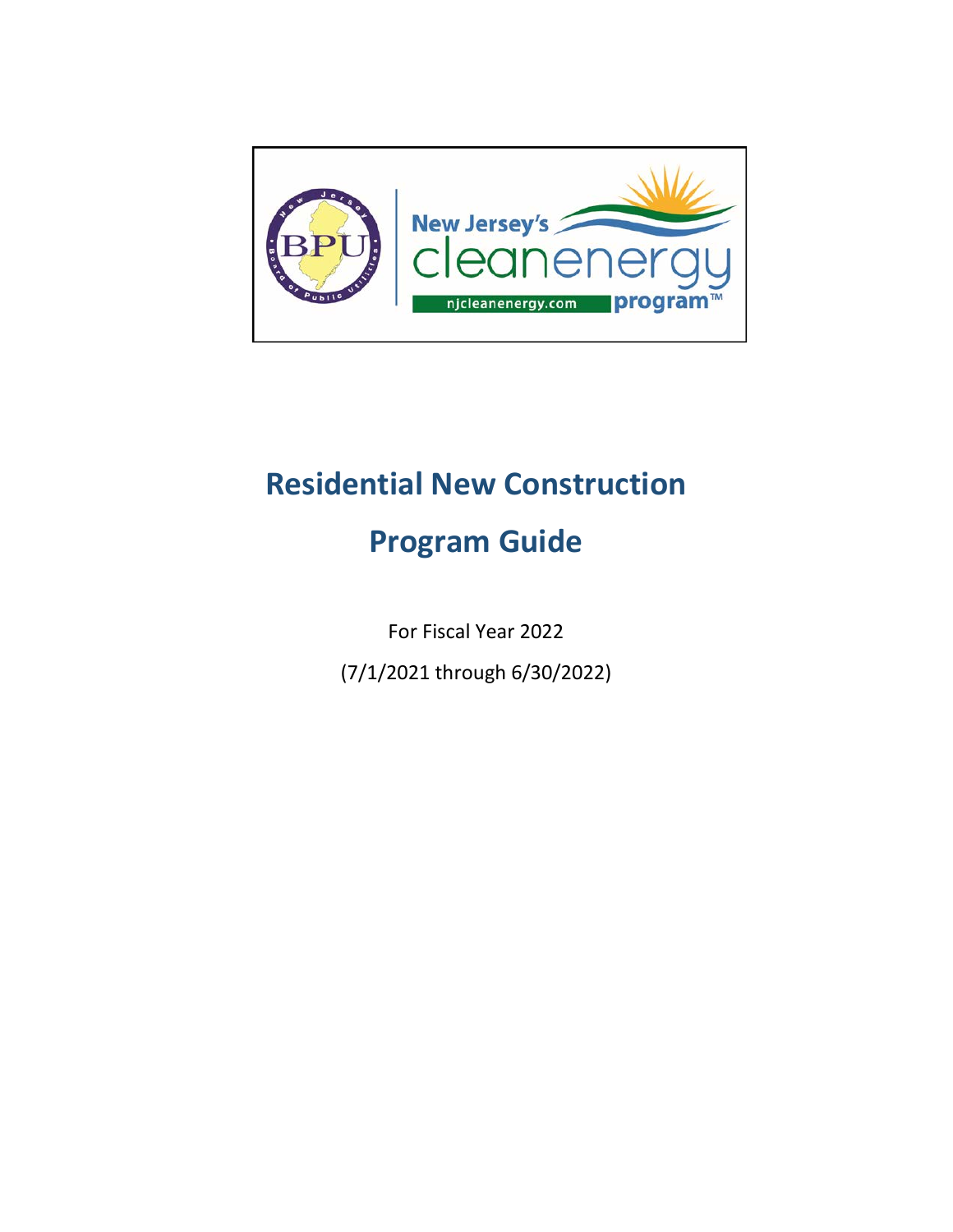# Residential New Construction

# Program Guide

For Fiscal Year 2022

(7/1/2021 through 6/30/2022)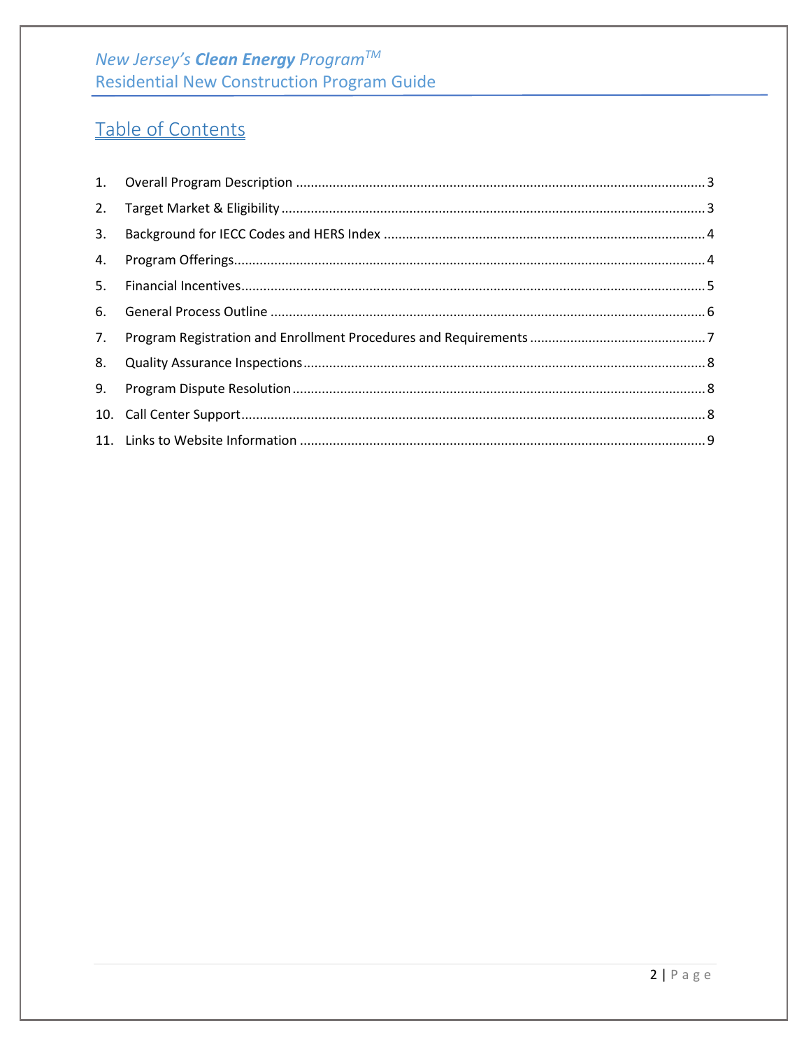## Table of Contents

1. Overall Program Description ............................................................ 3
2. Target Market & Eligibility ............................................................ 3
3. Background for IECC Codes and HERS Index ............................................................ 4
4. Program Offerings ............................................................ 4
5. Financial Incentives ............................................................ 5
6. General Process Outline ............................................................ 6
7. Program Registration and Enrollment Procedures and Requirements ............................................................ 7
8. Quality Assurance Inspections ............................................................ 8
9. Program Dispute Resolution ............................................................ 8
10. Call Center Support ............................................................ 8
11. Links to Website Information ............................................................ 9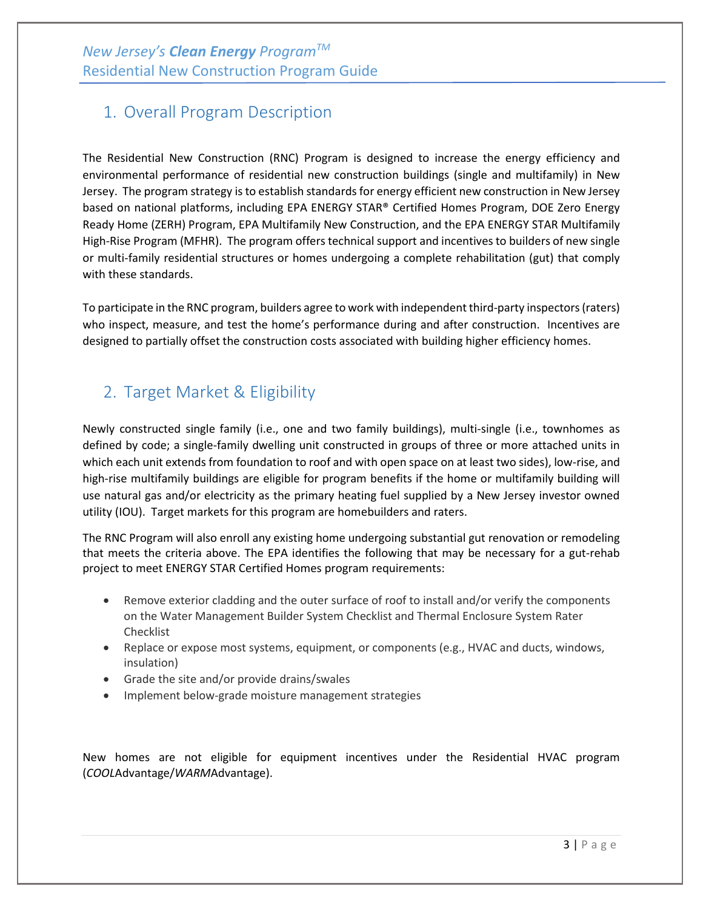## 1. Overall Program Description

The Residential New Construction (RNC) Program is designed to increase the energy efficiency and environmental performance of residential new construction buildings (single and multifamily) in New Jersey. The program strategy is to establish standards for energy efficient new construction in New Jersey based on national platforms, including EPA ENERGY STAR® Certified Homes Program, DOE Zero Energy Ready Home (ZERH) Program, EPA Multifamily New Construction, and the EPA ENERGY STAR Multifamily High-Rise Program (MFHR). The program offers technical support and incentives to builders of new single or multi-family residential structures or homes undergoing a complete rehabilitation (gut) that comply with these standards.

To participate in the RNC program, builders agree to work with independent third-party inspectors (raters) who inspect, measure, and test the home's performance during and after construction. Incentives are designed to partially offset the construction costs associated with building higher efficiency homes.

## 2. Target Market & Eligibility

Newly constructed single family (i.e., one and two family buildings), multi-single (i.e., townhomes as defined by code; a single-family dwelling unit constructed in groups of three or more attached units in which each unit extends from foundation to roof and with open space on at least two sides), low-rise, and high-rise multifamily buildings are eligible for program benefits if the home or multifamily building will use natural gas and/or electricity as the primary heating fuel supplied by a New Jersey investor owned utility (IOU). Target markets for this program are homebuilders and raters.

The RNC Program will also enroll any existing home undergoing substantial gut renovation or remodeling that meets the criteria above. The EPA identifies the following that may be necessary for a gut-rehab project to meet ENERGY STAR Certified Homes program requirements:

- Remove exterior cladding and the outer surface of roof to install and/or verify the components on the Water Management Builder System Checklist and Thermal Enclosure System Rater Checklist
- Replace or expose most systems, equipment, or components (e.g., HVAC and ducts, windows, insulation)
- Grade the site and/or provide drains/swales
- Implement below-grade moisture management strategies

New homes are not eligible for equipment incentives under the Residential HVAC program (*COOL*Advantage/*WARM*Advantage).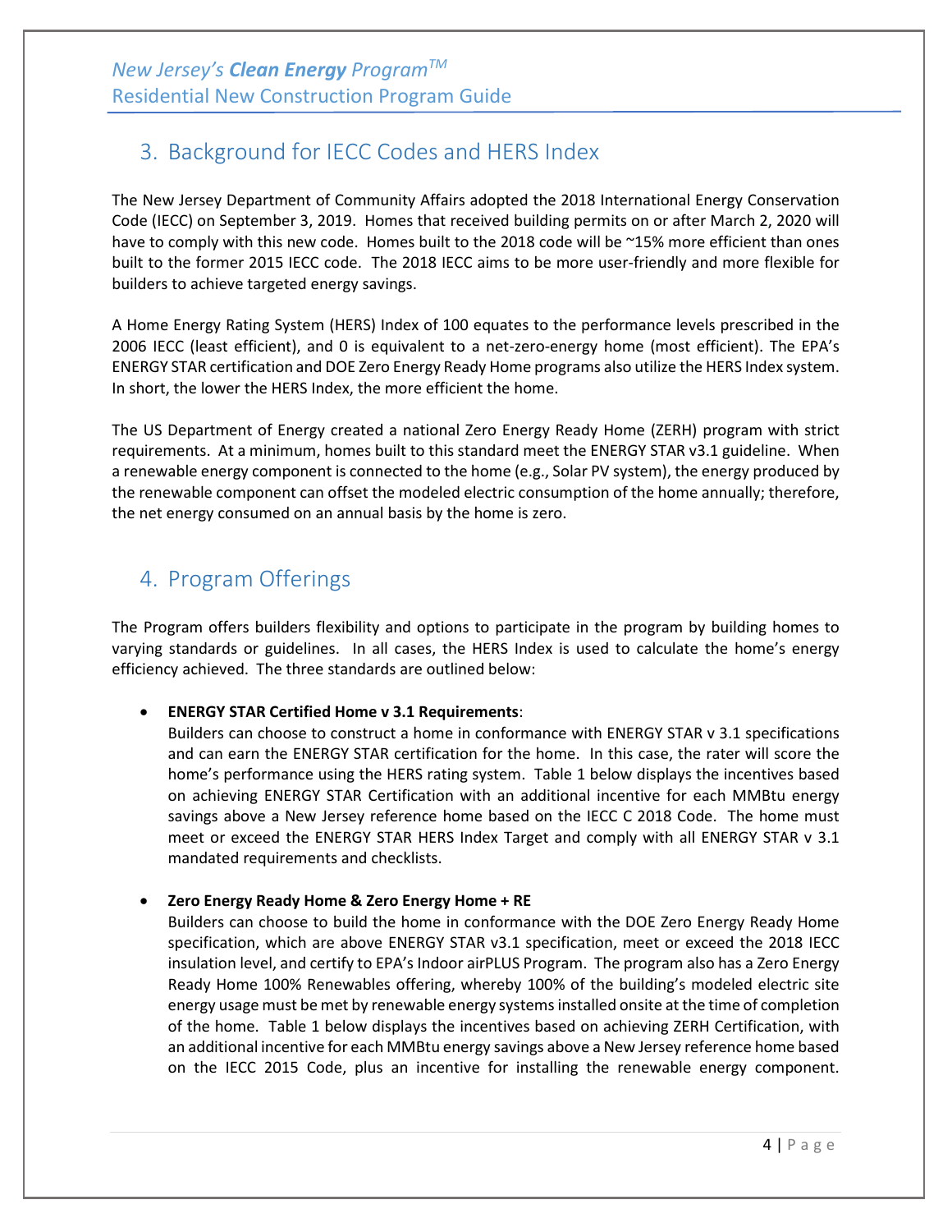## 3. Background for IECC Codes and HERS Index

The New Jersey Department of Community Affairs adopted the 2018 International Energy Conservation Code (IECC) on September 3, 2019. Homes that received building permits on or after March 2, 2020 will have to comply with this new code. Homes built to the 2018 code will be ~15% more efficient than ones built to the former 2015 IECC code. The 2018 IECC aims to be more user-friendly and more flexible for builders to achieve targeted energy savings.

A Home Energy Rating System (HERS) Index of 100 equates to the performance levels prescribed in the 2006 IECC (least efficient), and 0 is equivalent to a net-zero-energy home (most efficient). The EPA's ENERGY STAR certification and DOE Zero Energy Ready Home programs also utilize the HERS Index system. In short, the lower the HERS Index, the more efficient the home.

The US Department of Energy created a national Zero Energy Ready Home (ZERH) program with strict requirements. At a minimum, homes built to this standard meet the ENERGY STAR v3.1 guideline. When a renewable energy component is connected to the home (e.g., Solar PV system), the energy produced by the renewable component can offset the modeled electric consumption of the home annually; therefore, the net energy consumed on an annual basis by the home is zero.

## 4. Program Offerings

The Program offers builders flexibility and options to participate in the program by building homes to varying standards or guidelines. In all cases, the HERS Index is used to calculate the home's energy efficiency achieved. The three standards are outlined below:

- **ENERGY STAR Certified Home v 3.1 Requirements**:
  Builders can choose to construct a home in conformance with ENERGY STAR v 3.1 specifications and can earn the ENERGY STAR certification for the home. In this case, the rater will score the home's performance using the HERS rating system. Table 1 below displays the incentives based on achieving ENERGY STAR Certification with an additional incentive for each MMBtu energy savings above a New Jersey reference home based on the IECC C 2018 Code. The home must meet or exceed the ENERGY STAR HERS Index Target and comply with all ENERGY STAR v 3.1 mandated requirements and checklists.

- **Zero Energy Ready Home & Zero Energy Home + RE**
  Builders can choose to build the home in conformance with the DOE Zero Energy Ready Home specification, which are above ENERGY STAR v3.1 specification, meet or exceed the 2018 IECC insulation level, and certify to EPA's Indoor airPLUS Program. The program also has a Zero Energy Ready Home 100% Renewables offering, whereby 100% of the building's modeled electric site energy usage must be met by renewable energy systems installed onsite at the time of completion of the home. Table 1 below displays the incentives based on achieving ZERH Certification, with an additional incentive for each MMBtu energy savings above a New Jersey reference home based on the IECC 2015 Code, plus an incentive for installing the renewable energy component.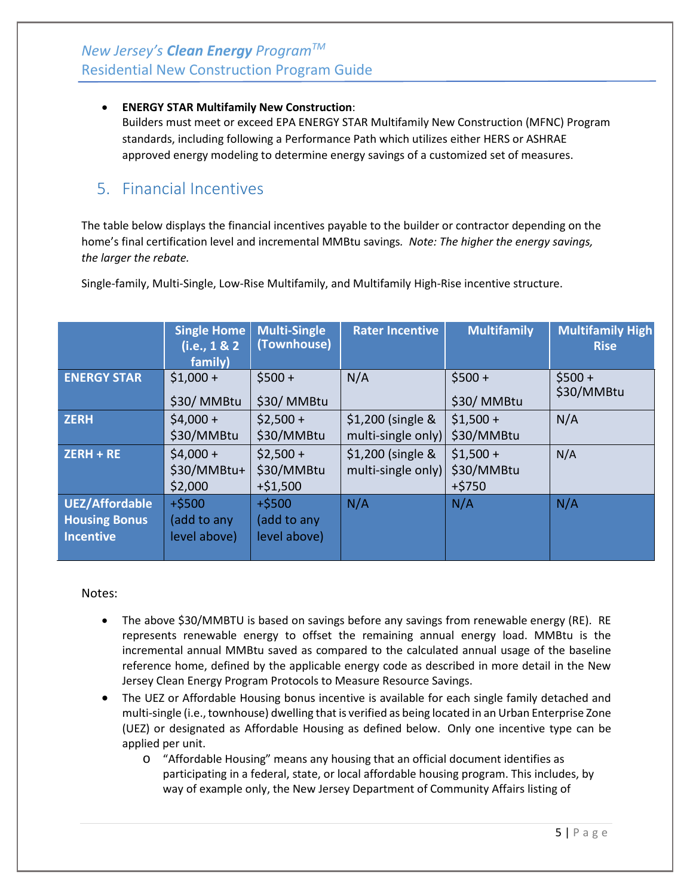- **ENERGY STAR Multifamily New Construction**:
  Builders must meet or exceed EPA ENERGY STAR Multifamily New Construction (MFNC) Program standards, including following a Performance Path which utilizes either HERS or ASHRAE approved energy modeling to determine energy savings of a customized set of measures.

## 5. Financial Incentives

The table below displays the financial incentives payable to the builder or contractor depending on the home's final certification level and incremental MMBtu savings. *Note: The higher the energy savings, the larger the rebate.*

Single-family, Multi-Single, Low-Rise Multifamily, and Multifamily High-Rise incentive structure.

| | Single Home (i.e., 1 & 2 family) | Multi-Single (Townhouse) | Rater Incentive | Multifamily | Multifamily High Rise |
|---|---|---|---|---|---|
| **ENERGY STAR** | $1,000 + $30/ MMBtu | $500 + $30/ MMBtu | N/A | $500 + $30/ MMBtu | $500 + $30/MMBtu |
| **ZERH** | $4,000 + $30/MMBtu | $2,500 + $30/MMBtu | $1,200 (single & multi-single only) | $1,500 + $30/MMBtu | N/A |
| **ZERH + RE** | $4,000 + $30/MMBtu+ $2,000 | $2,500 + $30/MMBtu +$1,500 | $1,200 (single & multi-single only) | $1,500 + $30/MMBtu +$750 | N/A |
| **UEZ/Affordable Housing Bonus Incentive** | +$500 (add to any level above) | +$500 (add to any level above) | N/A | N/A | N/A |

Notes:

- The above $30/MMBTU is based on savings before any savings from renewable energy (RE). RE represents renewable energy to offset the remaining annual energy load. MMBtu is the incremental annual MMBtu saved as compared to the calculated annual usage of the baseline reference home, defined by the applicable energy code as described in more detail in the New Jersey Clean Energy Program Protocols to Measure Resource Savings.
- The UEZ or Affordable Housing bonus incentive is available for each single family detached and multi-single (i.e., townhouse) dwelling that is verified as being located in an Urban Enterprise Zone (UEZ) or designated as Affordable Housing as defined below. Only one incentive type can be applied per unit.
  - "Affordable Housing" means any housing that an official document identifies as participating in a federal, state, or local affordable housing program. This includes, by way of example only, the New Jersey Department of Community Affairs listing of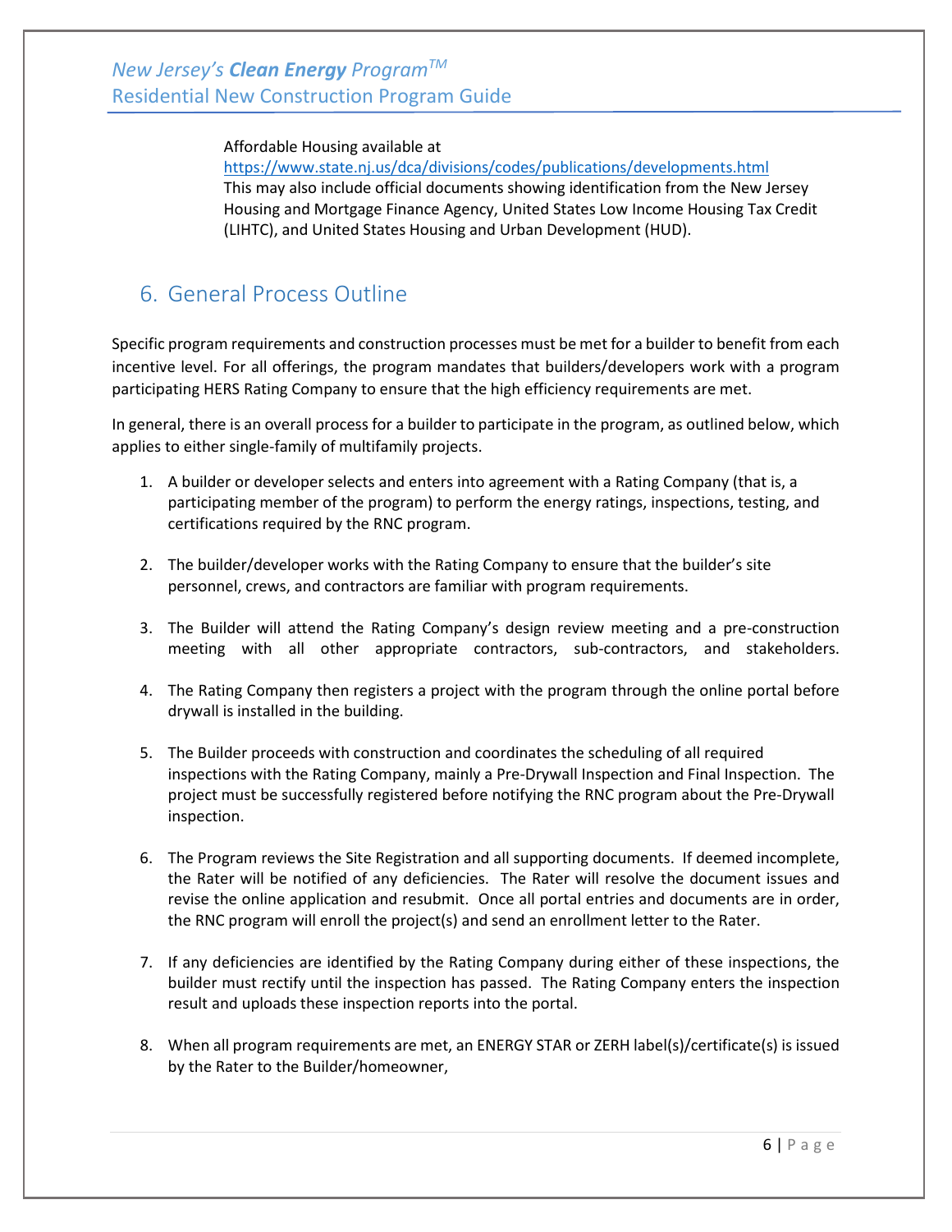Affordable Housing available at https://www.state.nj.us/dca/divisions/codes/publications/developments.html This may also include official documents showing identification from the New Jersey Housing and Mortgage Finance Agency, United States Low Income Housing Tax Credit (LIHTC), and United States Housing and Urban Development (HUD).

## 6. General Process Outline

Specific program requirements and construction processes must be met for a builder to benefit from each incentive level. For all offerings, the program mandates that builders/developers work with a program participating HERS Rating Company to ensure that the high efficiency requirements are met.

In general, there is an overall process for a builder to participate in the program, as outlined below, which applies to either single-family of multifamily projects.

1. A builder or developer selects and enters into agreement with a Rating Company (that is, a participating member of the program) to perform the energy ratings, inspections, testing, and certifications required by the RNC program.

2. The builder/developer works with the Rating Company to ensure that the builder's site personnel, crews, and contractors are familiar with program requirements.

3. The Builder will attend the Rating Company's design review meeting and a pre-construction meeting with all other appropriate contractors, sub-contractors, and stakeholders.

4. The Rating Company then registers a project with the program through the online portal before drywall is installed in the building.

5. The Builder proceeds with construction and coordinates the scheduling of all required inspections with the Rating Company, mainly a Pre-Drywall Inspection and Final Inspection. The project must be successfully registered before notifying the RNC program about the Pre-Drywall inspection.

6. The Program reviews the Site Registration and all supporting documents. If deemed incomplete, the Rater will be notified of any deficiencies. The Rater will resolve the document issues and revise the online application and resubmit. Once all portal entries and documents are in order, the RNC program will enroll the project(s) and send an enrollment letter to the Rater.

7. If any deficiencies are identified by the Rating Company during either of these inspections, the builder must rectify until the inspection has passed. The Rating Company enters the inspection result and uploads these inspection reports into the portal.

8. When all program requirements are met, an ENERGY STAR or ZERH label(s)/certificate(s) is issued by the Rater to the Builder/homeowner,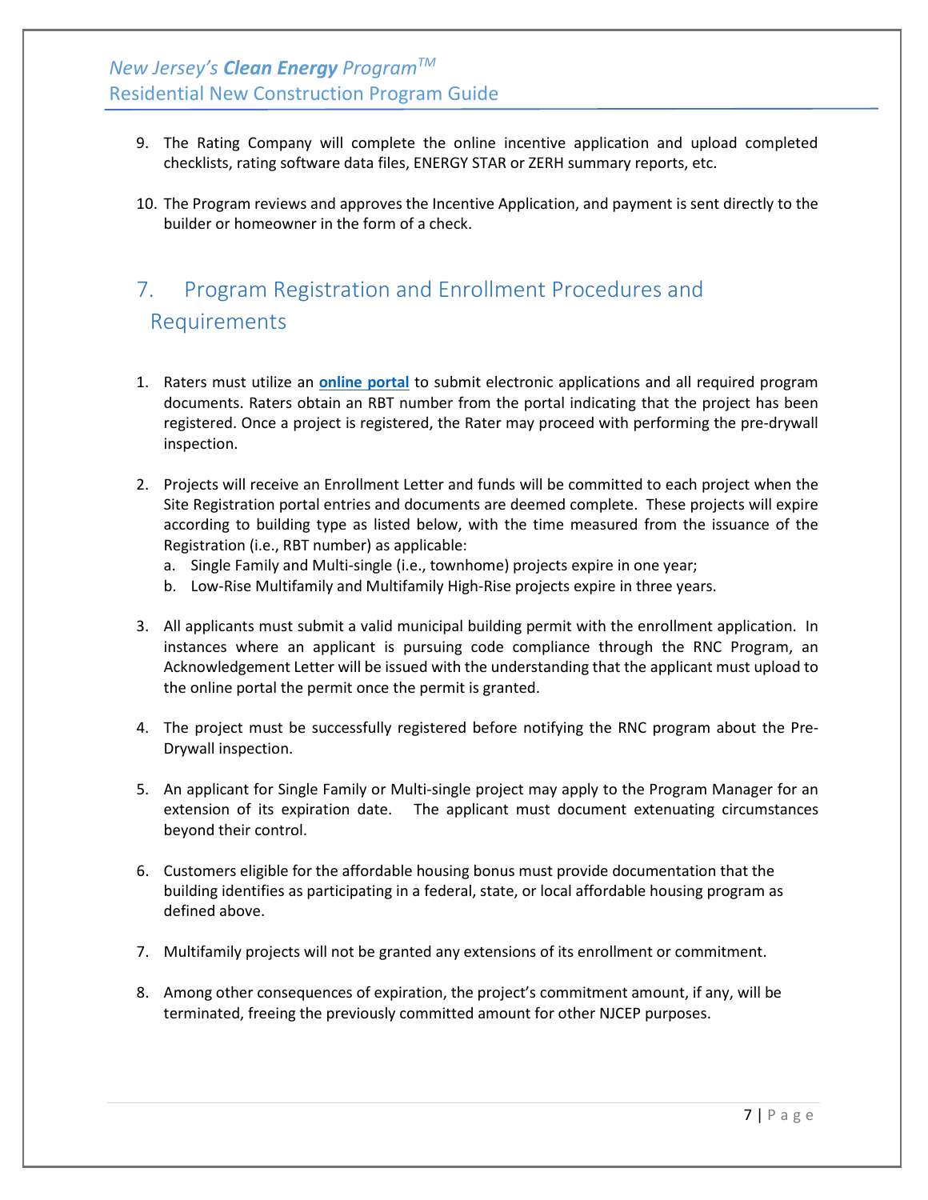9. The Rating Company will complete the online incentive application and upload completed checklists, rating software data files, ENERGY STAR or ZERH summary reports, etc.

10. The Program reviews and approves the Incentive Application, and payment is sent directly to the builder or homeowner in the form of a check.

## 7. Program Registration and Enrollment Procedures and Requirements

1. Raters must utilize an **online portal** to submit electronic applications and all required program documents. Raters obtain an RBT number from the portal indicating that the project has been registered. Once a project is registered, the Rater may proceed with performing the pre-drywall inspection.

2. Projects will receive an Enrollment Letter and funds will be committed to each project when the Site Registration portal entries and documents are deemed complete. These projects will expire according to building type as listed below, with the time measured from the issuance of the Registration (i.e., RBT number) as applicable:
   a. Single Family and Multi-single (i.e., townhome) projects expire in one year;
   b. Low-Rise Multifamily and Multifamily High-Rise projects expire in three years.

3. All applicants must submit a valid municipal building permit with the enrollment application. In instances where an applicant is pursuing code compliance through the RNC Program, an Acknowledgement Letter will be issued with the understanding that the applicant must upload to the online portal the permit once the permit is granted.

4. The project must be successfully registered before notifying the RNC program about the Pre-Drywall inspection.

5. An applicant for Single Family or Multi-single project may apply to the Program Manager for an extension of its expiration date. The applicant must document extenuating circumstances beyond their control.

6. Customers eligible for the affordable housing bonus must provide documentation that the building identifies as participating in a federal, state, or local affordable housing program as defined above.

7. Multifamily projects will not be granted any extensions of its enrollment or commitment.

8. Among other consequences of expiration, the project's commitment amount, if any, will be terminated, freeing the previously committed amount for other NJCEP purposes.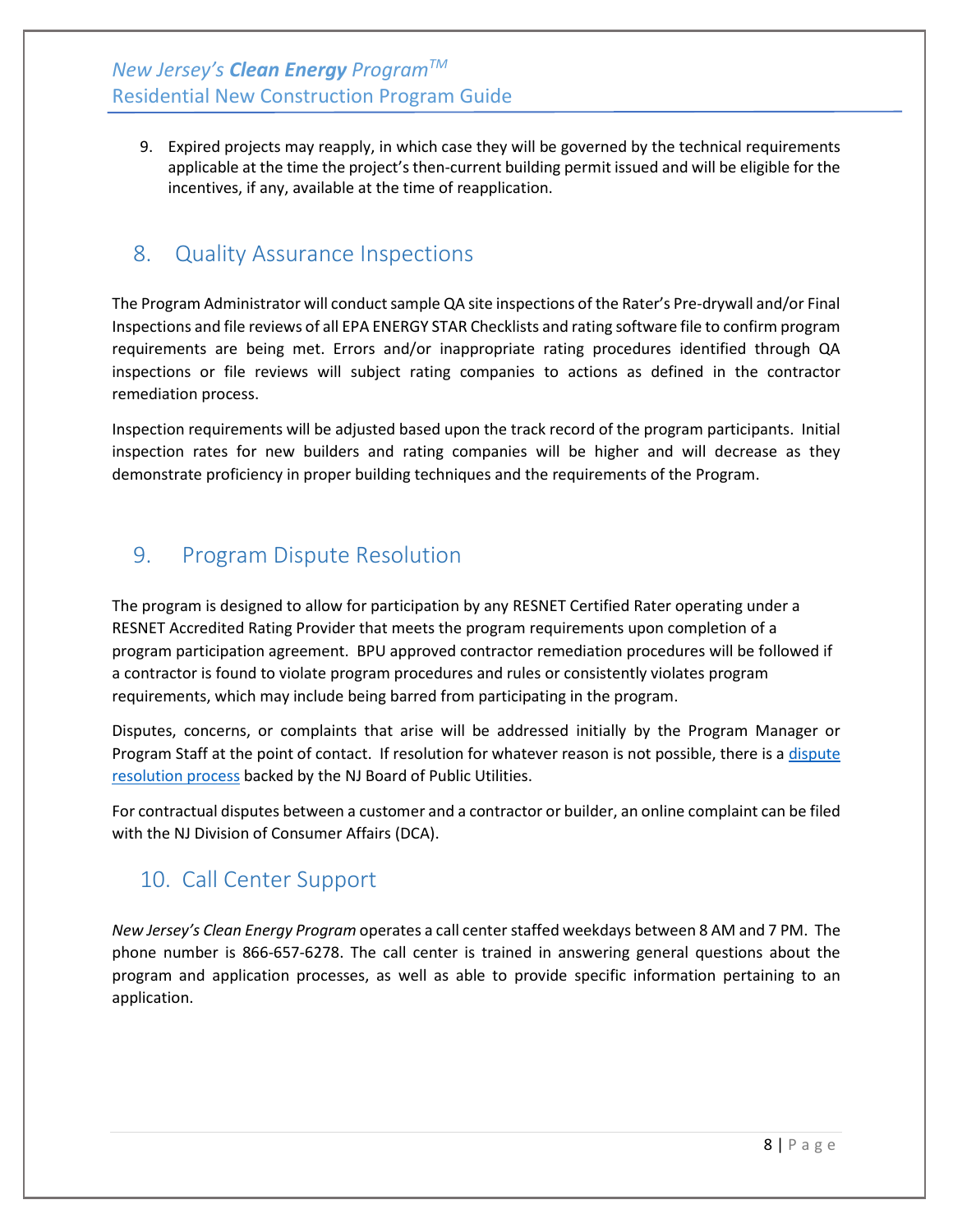9. Expired projects may reapply, in which case they will be governed by the technical requirements applicable at the time the project's then-current building permit issued and will be eligible for the incentives, if any, available at the time of reapplication.

## 8. Quality Assurance Inspections

The Program Administrator will conduct sample QA site inspections of the Rater's Pre-drywall and/or Final Inspections and file reviews of all EPA ENERGY STAR Checklists and rating software file to confirm program requirements are being met. Errors and/or inappropriate rating procedures identified through QA inspections or file reviews will subject rating companies to actions as defined in the contractor remediation process.

Inspection requirements will be adjusted based upon the track record of the program participants. Initial inspection rates for new builders and rating companies will be higher and will decrease as they demonstrate proficiency in proper building techniques and the requirements of the Program.

## 9. Program Dispute Resolution

The program is designed to allow for participation by any RESNET Certified Rater operating under a RESNET Accredited Rating Provider that meets the program requirements upon completion of a program participation agreement. BPU approved contractor remediation procedures will be followed if a contractor is found to violate program procedures and rules or consistently violates program requirements, which may include being barred from participating in the program.

Disputes, concerns, or complaints that arise will be addressed initially by the Program Manager or Program Staff at the point of contact. If resolution for whatever reason is not possible, there is a dispute resolution process backed by the NJ Board of Public Utilities.

For contractual disputes between a customer and a contractor or builder, an online complaint can be filed with the NJ Division of Consumer Affairs (DCA).

## 10. Call Center Support

*New Jersey's Clean Energy Program* operates a call center staffed weekdays between 8 AM and 7 PM. The phone number is 866-657-6278. The call center is trained in answering general questions about the program and application processes, as well as able to provide specific information pertaining to an application.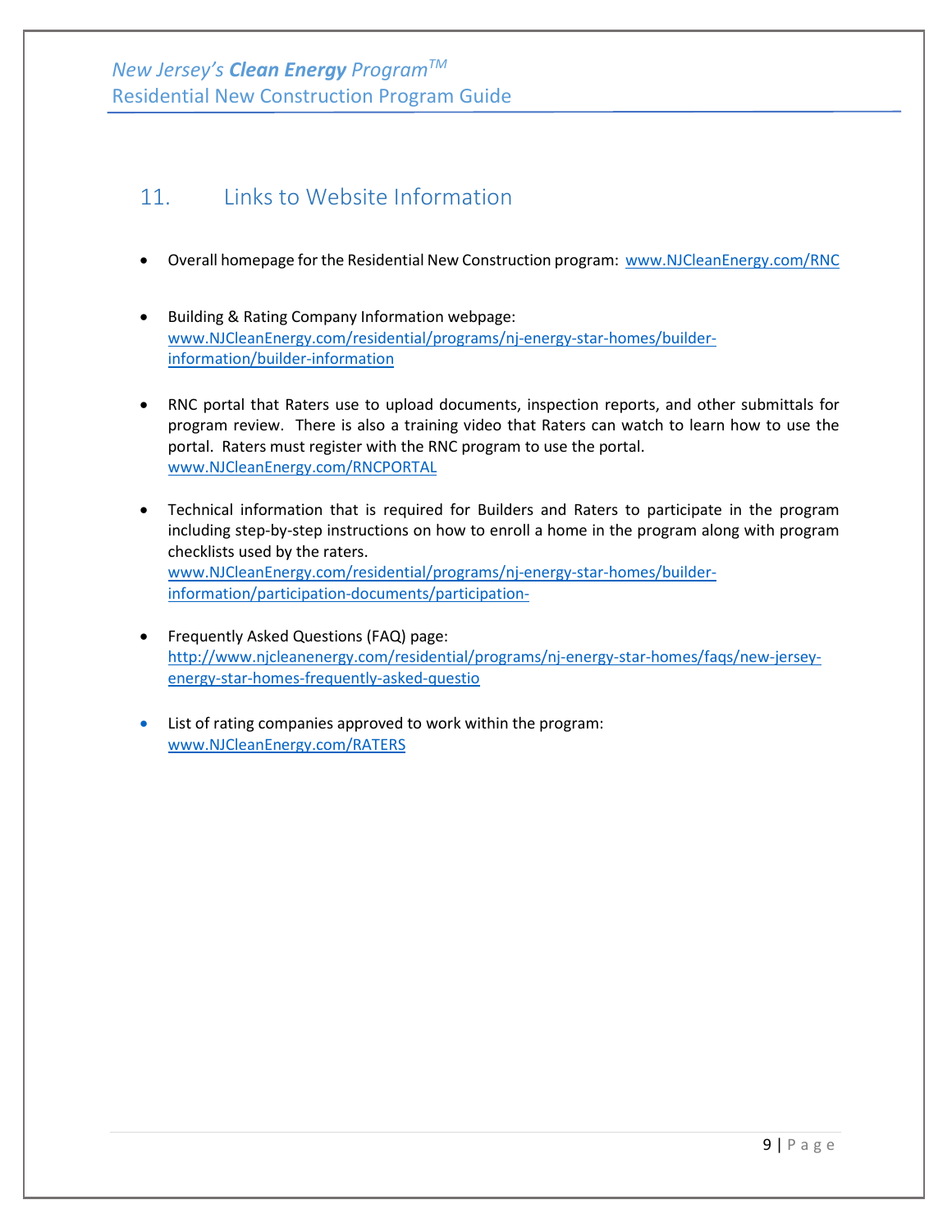## 11. Links to Website Information

- Overall homepage for the Residential New Construction program: www.NJCleanEnergy.com/RNC

- Building & Rating Company Information webpage: www.NJCleanEnergy.com/residential/programs/nj-energy-star-homes/builder-information/builder-information

- RNC portal that Raters use to upload documents, inspection reports, and other submittals for program review. There is also a training video that Raters can watch to learn how to use the portal. Raters must register with the RNC program to use the portal. www.NJCleanEnergy.com/RNCPORTAL

- Technical information that is required for Builders and Raters to participate in the program including step-by-step instructions on how to enroll a home in the program along with program checklists used by the raters. www.NJCleanEnergy.com/residential/programs/nj-energy-star-homes/builder-information/participation-documents/participation-

- Frequently Asked Questions (FAQ) page: http://www.njcleanenergy.com/residential/programs/nj-energy-star-homes/faqs/new-jersey-energy-star-homes-frequently-asked-questio

- List of rating companies approved to work within the program: www.NJCleanEnergy.com/RATERS